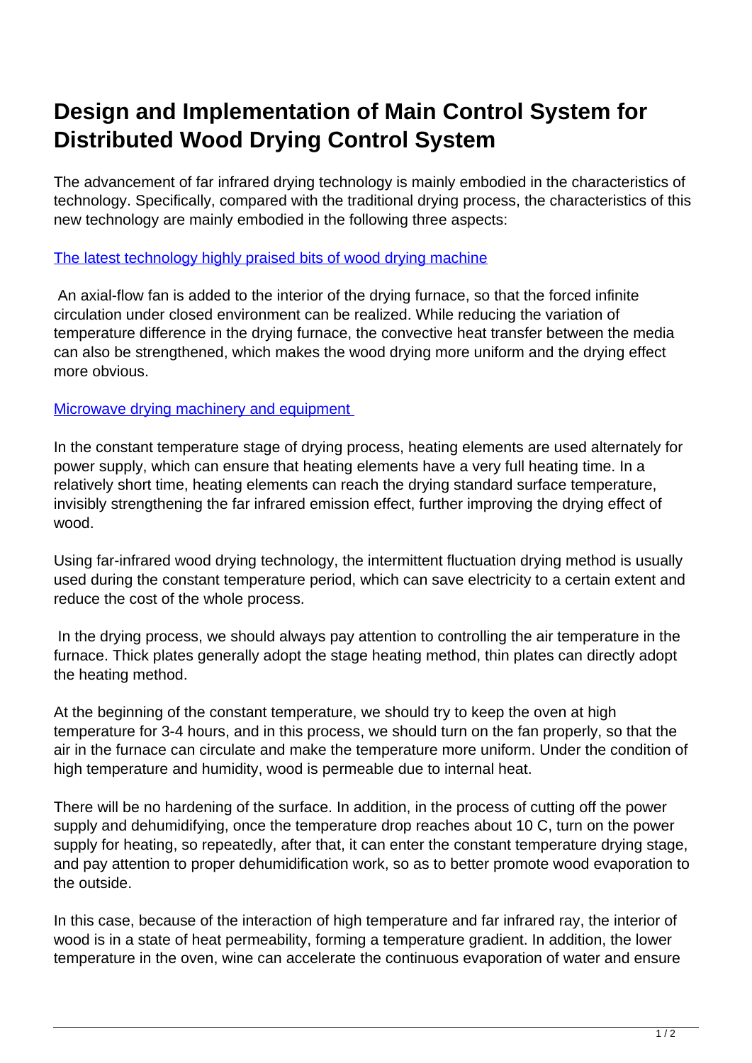# Design and Implementation of Main Control System for Distributed Wood Drying Control System

The advancement of far infrared drying technology is mainly embodied in the characteristics of technology. Specifically, compared with the traditional drying process, the characteristics of this new technology are mainly embodied in the following three aspects:

[The latest technology highly praised bits of wood drying machine]

An axial-flow fan is added to the interior of the drying furnace, so that the forced infinite circulation under closed environment can be realized. While reducing the variation of temperature difference in the drying furnace, the convective heat transfer between the media can also be strengthened, which makes the wood drying more uniform and the drying effect more obvious.

[Microwave drying machinery and equipment]

In the constant temperature stage of drying process, heating elements are used alternately for power supply, which can ensure that heating elements have a very full heating time. In a relatively short time, heating elements can reach the drying standard surface temperature, invisibly strengthening the far infrared emission effect, further improving the drying effect of wood.

Using far-infrared wood drying technology, the intermittent fluctuation drying method is usually used during the constant temperature period, which can save electricity to a certain extent and reduce the cost of the whole process.

In the drying process, we should always pay attention to controlling the air temperature in the furnace. Thick plates generally adopt the stage heating method, thin plates can directly adopt the heating method.

At the beginning of the constant temperature, we should try to keep the oven at high temperature for 3-4 hours, and in this process, we should turn on the fan properly, so that the air in the furnace can circulate and make the temperature more uniform. Under the condition of high temperature and humidity, wood is permeable due to internal heat.

There will be no hardening of the surface. In addition, in the process of cutting off the power supply and dehumidifying, once the temperature drop reaches about 10 C, turn on the power supply for heating, so repeatedly, after that, it can enter the constant temperature drying stage, and pay attention to proper dehumidification work, so as to better promote wood evaporation to the outside.

In this case, because of the interaction of high temperature and far infrared ray, the interior of wood is in a state of heat permeability, forming a temperature gradient. In addition, the lower temperature in the oven, wine can accelerate the continuous evaporation of water and ensure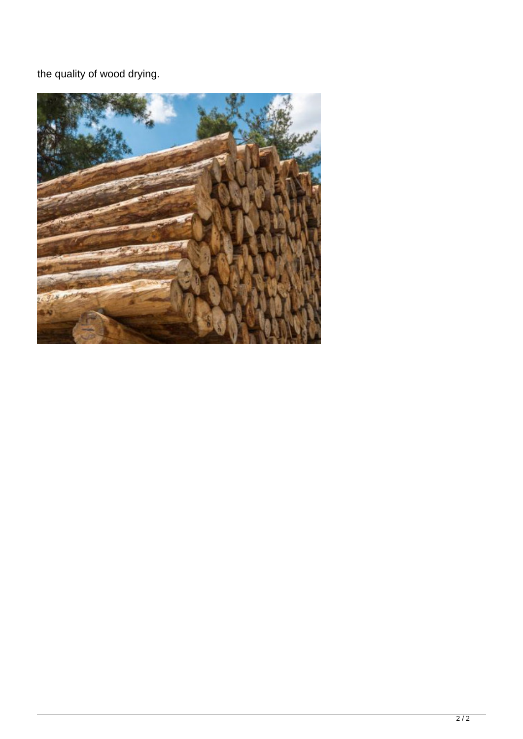the quality of wood drying.